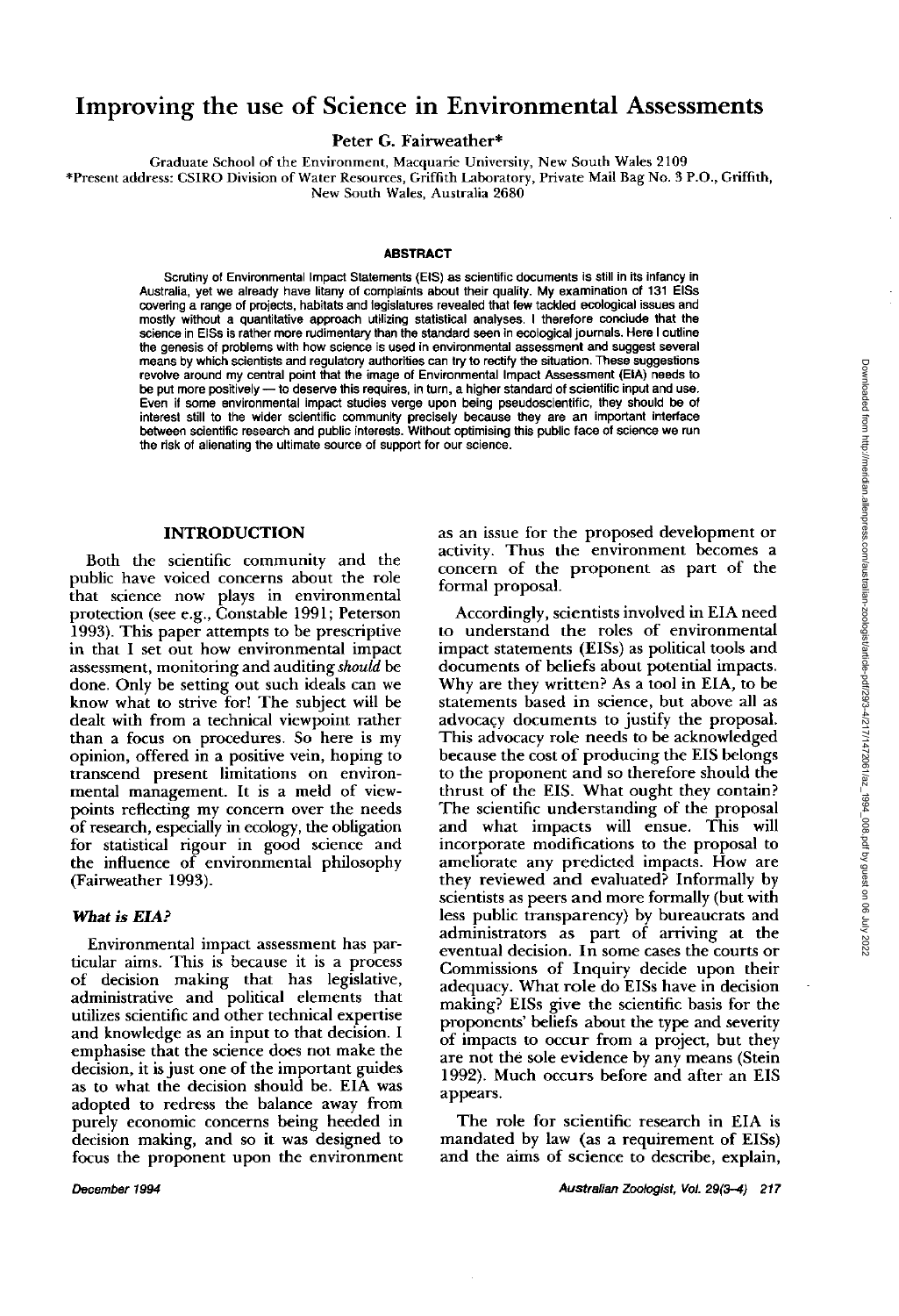# Improving the use of Science in Environmental Assessments

**Peter G. Fairweather***

Graduate School of the Environment, Macquarie University, New South Wales 2109

*Present address: CSIRO Division of Water Resources, Griffith Laboratory, Private Mail Bag No. 3 P.O., Griffith, New South Wales, Australia 2680

## ABSTRACT

Scrutiny of Environmental Impact Statements (EIS) as scientific documents is still in its infancy in Australia, yet we already have litany of complaints about their quality. My examination of 131 EISs covering a range of projects, habitats and legislatures revealed that few tackled ecological issues and mostly without a quantitative approach utilizing statistical analyses. I therefore conclude that the science in EISs is rather more rudimentary than the standard seen in ecological journals. Here I outline the genesis of problems with how science is used in environmental assessment and suggest several means by which scientists and regulatory authorities can try to rectify the situation. These suggestions revolve around my central point that the image of Environmental Impact Assessment (EIA) needs to be put more positively — to deserve this requires, in turn, a higher standard of scientific input and use. Even if some environmental impact studies verge upon being pseudoscientific, they should be of interest still to the wider scientific community precisely because they are an important interface between scientific research and public interests. Without optimising this public face of science we run the risk of alienating the ultimate source of support for our science.

## INTRODUCTION

Both the scientific community and the public have voiced concerns about the role that science now plays in environmental protection (see e.g., Constable 1991; Peterson 1993). This paper attempts to be prescriptive in that I set out how environmental impact assessment, monitoring and auditing *should* be done. Only be setting out such ideals can we know what to strive for! The subject will be dealt with from a technical viewpoint rather than a focus on procedures. So here is my opinion, offered in a positive vein, hoping to transcend present limitations on environmental management. It is a meld of viewpoints reflecting my concern over the needs of research, especially in ecology, the obligation for statistical rigour in good science and the influence of environmental philosophy (Fairweather 1993).

### *What is EIA?*

Environmental impact assessment has particular aims. This is because it is a process of decision making that has legislative, administrative and political elements that utilizes scientific and other technical expertise and knowledge as an input to that decision. I emphasise that the science does not make the decision, it is just one of the important guides as to what the decision should be. EIA was adopted to redress the balance away from purely economic concerns being heeded in decision making, and so it was designed to focus the proponent upon the environment as an issue for the proposed development or activity. Thus the environment becomes a concern of the proponent as part of the formal proposal.

Accordingly, scientists involved in EIA need to understand the roles of environmental impact statements (EISs) as political tools and documents of beliefs about potential impacts. Why are they written? As a tool in EIA, to be statements based in science, but above all as advocacy documents to justify the proposal. This advocacy role needs to be acknowledged because the cost of producing the EIS belongs to the proponent and so therefore should the thrust of the EIS. What ought they contain? The scientific understanding of the proposal and what impacts will ensue. This will incorporate modifications to the proposal to ameliorate any predicted impacts. How are they reviewed and evaluated? Informally by scientists as peers and more formally (but with less public transparency) by bureaucrats and administrators as part of arriving at the eventual decision. In some cases the courts or Commissions of Inquiry decide upon their adequacy. What role do EISs have in decision making? EISs give the scientific basis for the proponents' beliefs about the type and severity of impacts to occur from a project, but they are not the sole evidence by any means (Stein 1992). Much occurs before and after an EIS appears.

The role for scientific research in EIA is mandated by law (as a requirement of EISs) and the aims of science to describe, explain,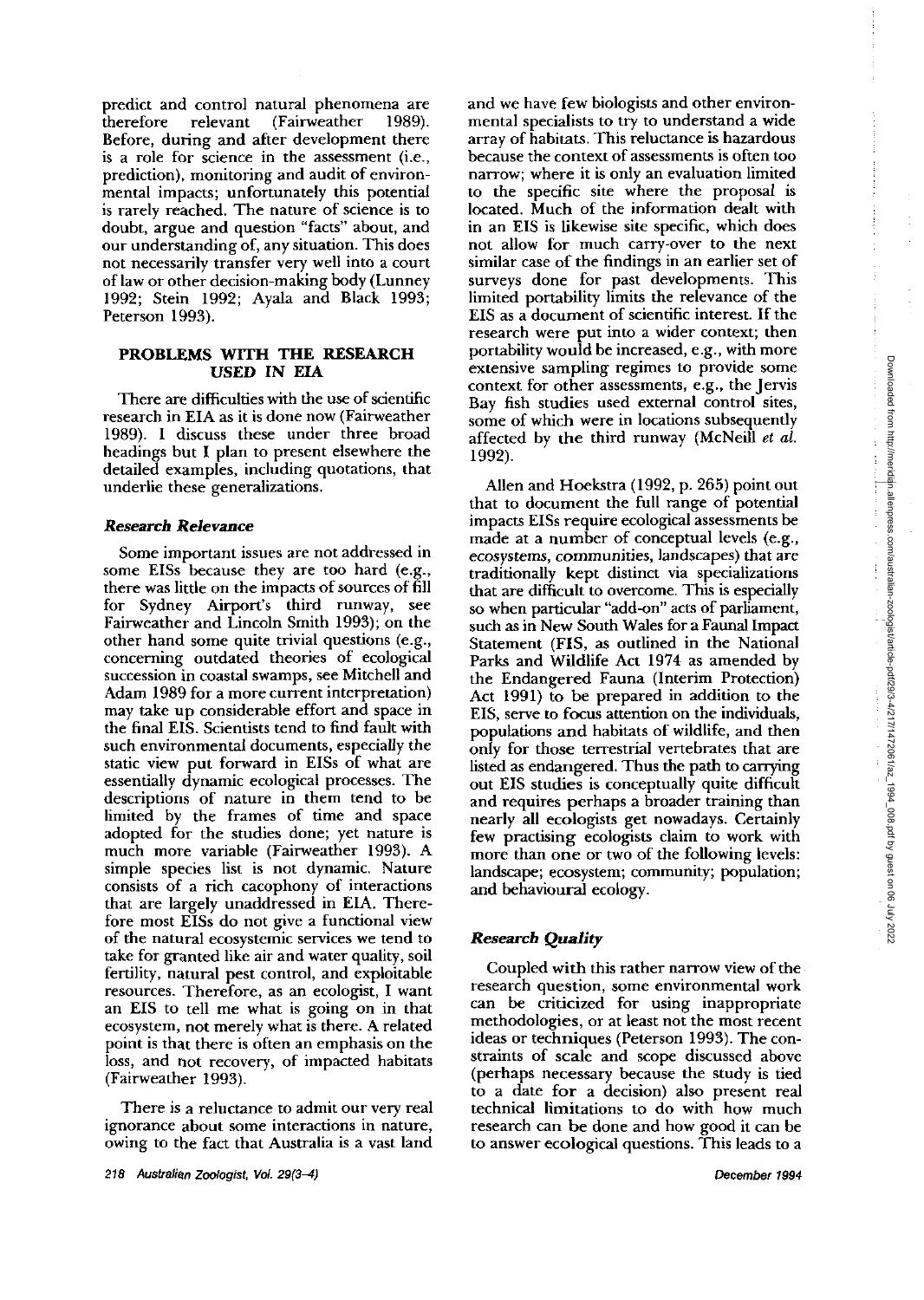predict and control natural phenomena are therefore relevant (Fairweather 1989). Before, during and after development there is a role for science in the assessment (i.e., prediction), monitoring and audit of environmental impacts; unfortunately this potential is rarely reached. The nature of science is to doubt, argue and question "facts" about, and our understanding of, any situation. This does not necessarily transfer very well into a court of law or other decision-making body (Lunney 1992; Stein 1992; Ayala and Black 1993; Peterson 1993).

## PROBLEMS WITH THE RESEARCH USED IN EIA

There are difficulties with the use of scientific research in EIA as it is done now (Fairweather 1989). I discuss these under three broad headings but I plan to present elsewhere the detailed examples, including quotations, that underlie these generalizations.

### *Research Relevance*

Some important issues are not addressed in some EISs because they are too hard (e.g., there was little on the impacts of sources of fill for Sydney Airport's third runway, see Fairweather and Lincoln Smith 1993); on the other hand some quite trivial questions (e.g., concerning outdated theories of ecological succession in coastal swamps, see Mitchell and Adam 1989 for a more current interpretation) may take up considerable effort and space in the final EIS. Scientists tend to find fault with such environmental documents, especially the static view put forward in EISs of what are essentially dynamic ecological processes. The descriptions of nature in them tend to be limited by the frames of time and space adopted for the studies done; yet nature is much more variable (Fairweather 1993). A simple species list is not dynamic. Nature consists of a rich cacophony of interactions that are largely unaddressed in EIA. Therefore most EISs do not give a functional view of the natural ecosystemic services we tend to take for granted like air and water quality, soil fertility, natural pest control, and exploitable resources. Therefore, as an ecologist, I want an EIS to tell me what is going on in that ecosystem, not merely what is there. A related point is that there is often an emphasis on the loss, and not recovery, of impacted habitats (Fairweather 1993).

There is a reluctance to admit our very real ignorance about some interactions in nature, owing to the fact that Australia is a vast land and we have few biologists and other environmental specialists to try to understand a wide array of habitats. This reluctance is hazardous because the context of assessments is often too narrow; where it is only an evaluation limited to the specific site where the proposal is located. Much of the information dealt with in an EIS is likewise site specific, which does not allow for much carry-over to the next similar case of the findings in an earlier set of surveys done for past developments. This limited portability limits the relevance of the EIS as a document of scientific interest. If the research were put into a wider context; then portability would be increased, e.g., with more extensive sampling regimes to provide some context for other assessments, e.g., the Jervis Bay fish studies used external control sites, some of which were in locations subsequently affected by the third runway (McNeill *et al.* 1992).

Allen and Hoekstra (1992, p. 265) point out that to document the full range of potential impacts EISs require ecological assessments be made at a number of conceptual levels (e.g., ecosystems, communities, landscapes) that are traditionally kept distinct via specializations that are difficult to overcome. This is especially so when particular "add-on" acts of parliament, such as in New South Wales for a Faunal Impact Statement (FIS, as outlined in the National Parks and Wildlife Act 1974 as amended by the Endangered Fauna (Interim Protection) Act 1991) to be prepared in addition to the EIS, serve to focus attention on the individuals, populations and habitats of wildlife, and then only for those terrestrial vertebrates that are listed as endangered. Thus the path to carrying out EIS studies is conceptually quite difficult and requires perhaps a broader training than nearly all ecologists get nowadays. Certainly few practising ecologists claim to work with more than one or two of the following levels: landscape; ecosystem; community; population; and behavioural ecology.

### *Research Quality*

Coupled with this rather narrow view of the research question, some environmental work can be criticized for using inappropriate methodologies, or at least not the most recent ideas or techniques (Peterson 1993). The constraints of scale and scope discussed above (perhaps necessary because the study is tied to a date for a decision) also present real technical limitations to do with how much research can be done and how good it can be to answer ecological questions. This leads to a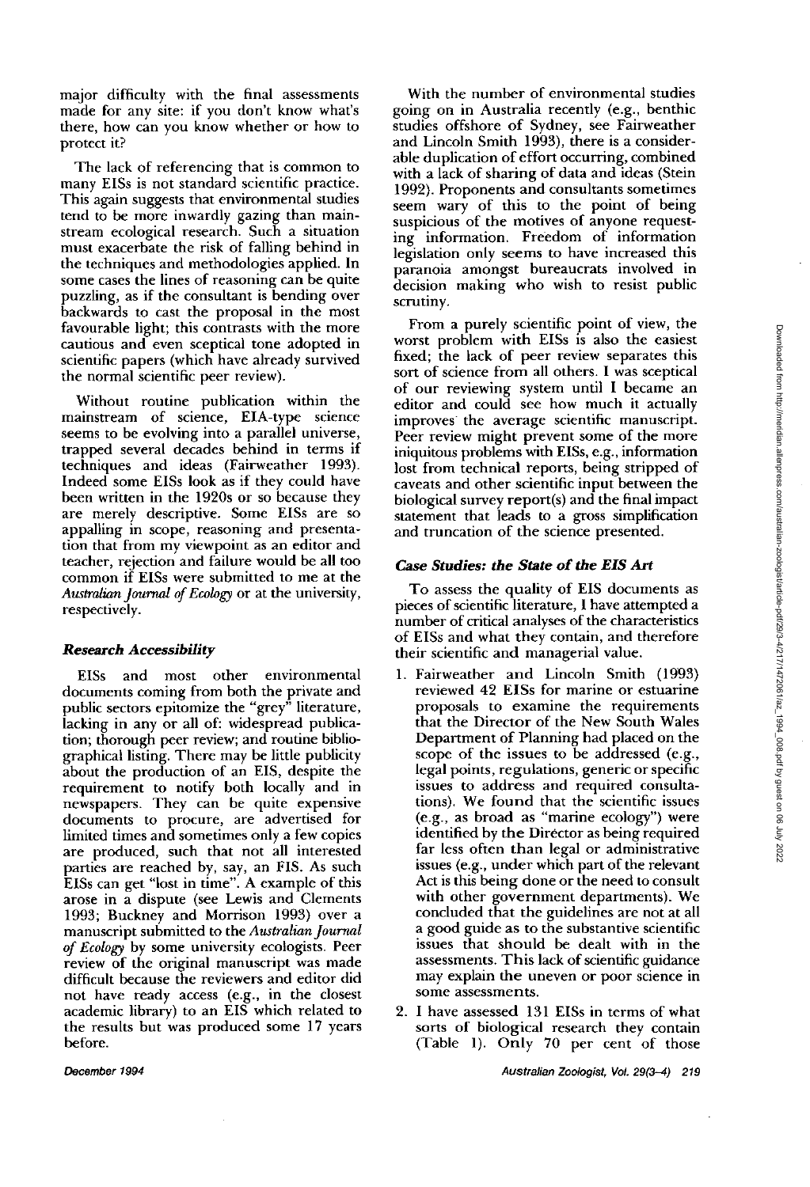major difficulty with the final assessments made for any site: if you don't know what's there, how can you know whether or how to protect it?

The lack of referencing that is common to many EISs is not standard scientific practice. This again suggests that environmental studies tend to be more inwardly gazing than mainstream ecological research. Such a situation must exacerbate the risk of falling behind in the techniques and methodologies applied. In some cases the lines of reasoning can be quite puzzling, as if the consultant is bending over backwards to cast the proposal in the most favourable light; this contrasts with the more cautious and even sceptical tone adopted in scientific papers (which have already survived the normal scientific peer review).

Without routine publication within the mainstream of science, EIA-type science seems to be evolving into a parallel universe, trapped several decades behind in terms if techniques and ideas (Fairweather 1993). Indeed some EISs look as if they could have been written in the 1920s or so because they are merely descriptive. Some EISs are so appalling in scope, reasoning and presentation that from my viewpoint as an editor and teacher, rejection and failure would be all too common if EISs were submitted to me at the *Australian Journal of Ecology* or at the university, respectively.

### *Research Accessibility*

EISs and most other environmental documents coming from both the private and public sectors epitomize the "grey" literature, lacking in any or all of: widespread publication; thorough peer review; and routine bibliographical listing. There may be little publicity about the production of an EIS, despite the requirement to notify both locally and in newspapers. They can be quite expensive documents to procure, are advertised for limited times and sometimes only a few copies are produced, such that not all interested parties are reached by, say, an FIS. As such EISs can get "lost in time". A example of this arose in a dispute (see Lewis and Clements 1993; Buckney and Morrison 1993) over a manuscript submitted to the *Australian Journal of Ecology* by some university ecologists. Peer review of the original manuscript was made difficult because the reviewers and editor did not have ready access (e.g., in the closest academic library) to an EIS which related to the results but was produced some 17 years before.

With the number of environmental studies going on in Australia recently (e.g., benthic studies offshore of Sydney, see Fairweather and Lincoln Smith 1993), there is a considerable duplication of effort occurring, combined with a lack of sharing of data and ideas (Stein 1992). Proponents and consultants sometimes seem wary of this to the point of being suspicious of the motives of anyone requesting information. Freedom of information legislation only seems to have increased this paranoia amongst bureaucrats involved in decision making who wish to resist public scrutiny.

From a purely scientific point of view, the worst problem with EISs is also the easiest fixed; the lack of peer review separates this sort of science from all others. I was sceptical of our reviewing system until I became an editor and could see how much it actually improves the average scientific manuscript. Peer review might prevent some of the more iniquitous problems with EISs, e.g., information lost from technical reports, being stripped of caveats and other scientific input between the biological survey report(s) and the final impact statement that leads to a gross simplification and truncation of the science presented.

### *Case Studies: the State of the EIS Art*

To assess the quality of EIS documents as pieces of scientific literature, I have attempted a number of critical analyses of the characteristics of EISs and what they contain, and therefore their scientific and managerial value.

1. Fairweather and Lincoln Smith (1993) reviewed 42 EISs for marine or estuarine proposals to examine the requirements that the Director of the New South Wales Department of Planning had placed on the scope of the issues to be addressed (e.g., legal points, regulations, generic or specific issues to address and required consultations). We found that the scientific issues (e.g., as broad as "marine ecology") were identified by the Director as being required far less often than legal or administrative issues (e.g., under which part of the relevant Act is this being done or the need to consult with other government departments). We concluded that the guidelines are not at all a good guide as to the substantive scientific issues that should be dealt with in the assessments. This lack of scientific guidance may explain the uneven or poor science in some assessments.
2. I have assessed 131 EISs in terms of what sorts of biological research they contain (Table 1). Only 70 per cent of those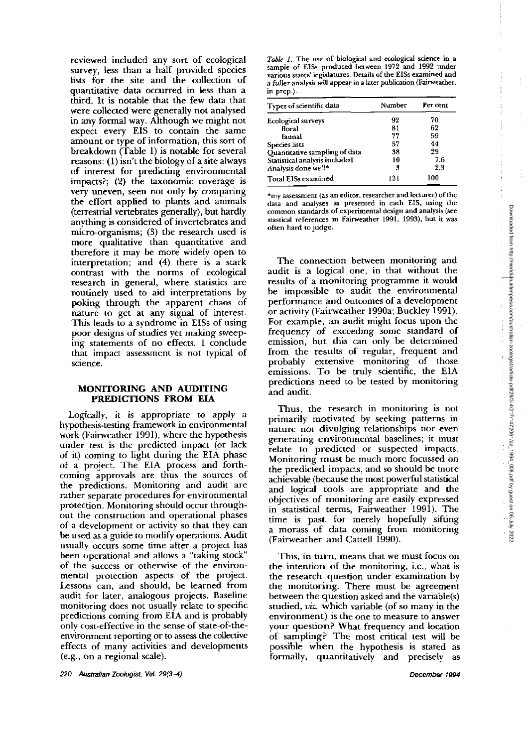reviewed included any sort of ecological survey, less than a half provided species lists for the site and the collection of quantitative data occurred in less than a third. It is notable that the few data that were collected were generally not analysed in any formal way. Although we might not expect every EIS to contain the same amount or type of information, this sort of breakdown (Table 1) is notable for several reasons: (1) isn't the biology of a site always of interest for predicting environmental impacts?; (2) the taxonomic coverage is very uneven, seen not only by comparing the effort applied to plants and animals (terrestrial vertebrates generally), but hardly anything is considered of invertebrates and micro-organisms; (3) the research used is more qualitative than quantitative and therefore it may be more widely open to interpretation; and (4) there is a stark contrast with the norms of ecological research in general, where statistics are routinely used to aid interpretations by poking through the apparent chaos of nature to get at any signal of interest. This leads to a syndrome in EISs of using poor designs of studies yet making sweeping statements of no effects. I conclude that impact assessment is not typical of science.

*Table 1.* The use of biological and ecological science in a sample of EISs produced between 1972 and 1992 under various states' legislatures. Details of the EISs examined and a fuller analysis will appear in a later publication (Fairweather, in prep.).

| Types of scientific data | Number | Per cent |
|---|---|---|
| Ecological surveys | 92 | 70 |
| floral | 81 | 62 |
| faunal | 77 | 59 |
| Species lists | 57 | 44 |
| Quantitative sampling of data | 38 | 29 |
| Statistical analysis included | 10 | 7.6 |
| Analysis done well* | 3 | 2.3 |
| Total EISs examined | 131 | 100 |

*my assessment (as an editor, researcher and lecturer) of the data and analyses as presented in each EIS, using the common standards of experimental design and analysis (see stastical references in Fairweather 1991, 1993), but it was often hard to judge.

## MONITORING AND AUDITING PREDICTIONS FROM EIA

Logically, it is appropriate to apply a hypothesis-testing framework in environmental work (Fairweather 1991), where the hypothesis under test is the predicted impact (or lack of it) coming to light during the EIA phase of a project. The EIA process and forthcoming approvals are thus the sources of the predictions. Monitoring and audit are rather separate procedures for environmental protection. Monitoring should occur throughout the construction and operational phases of a development or activity so that they can be used as a guide to modify operations. Audit usually occurs some time after a project has been operational and allows a "taking stock" of the success or otherwise of the environmental protection aspects of the project. Lessons can, and should, be learned from audit for later, analogous projects. Baseline monitoring does not usually relate to specific predictions coming from EIA and is probably only cost-effective in the sense of state-of-the-environment reporting or to assess the collective effects of many activities and developments (e.g., on a regional scale).

The connection between monitoring and audit is a logical one, in that without the results of a monitoring programme it would be impossible to audit the environmental performance and outcomes of a development or activity (Fairweather 1990a; Buckley 1991). For example, an audit might focus upon the frequency of exceeding some standard of emission, but this can only be determined from the results of regular, frequent and probably extensive monitoring of those emissions. To be truly scientific, the EIA predictions need to be tested by monitoring and audit.

Thus, the research in monitoring is not primarily motivated by seeking patterns in nature nor divulging relationships nor even generating environmental baselines; it must relate to predicted or suspected impacts. Monitoring must be much more focussed on the predicted impacts, and so should be more achievable (because the most powerful statistical and logical tools are appropriate and the objectives of monitoring are easily expressed in statistical terms, Fairweather 1991). The time is past for merely hopefully sifting a morass of data coming from monitoring (Fairweather and Cattell 1990).

This, in turn, means that we must focus on the intention of the monitoring, i.e., what is the research question under examination by the monitoring. There must be agreement between the question asked and the variable(s) studied, *viz.* which variable (of so many in the environment) is the one to measure to answer your question? What frequency and location of sampling? The most critical test will be possible when the hypothesis is stated as formally, quantitatively and precisely as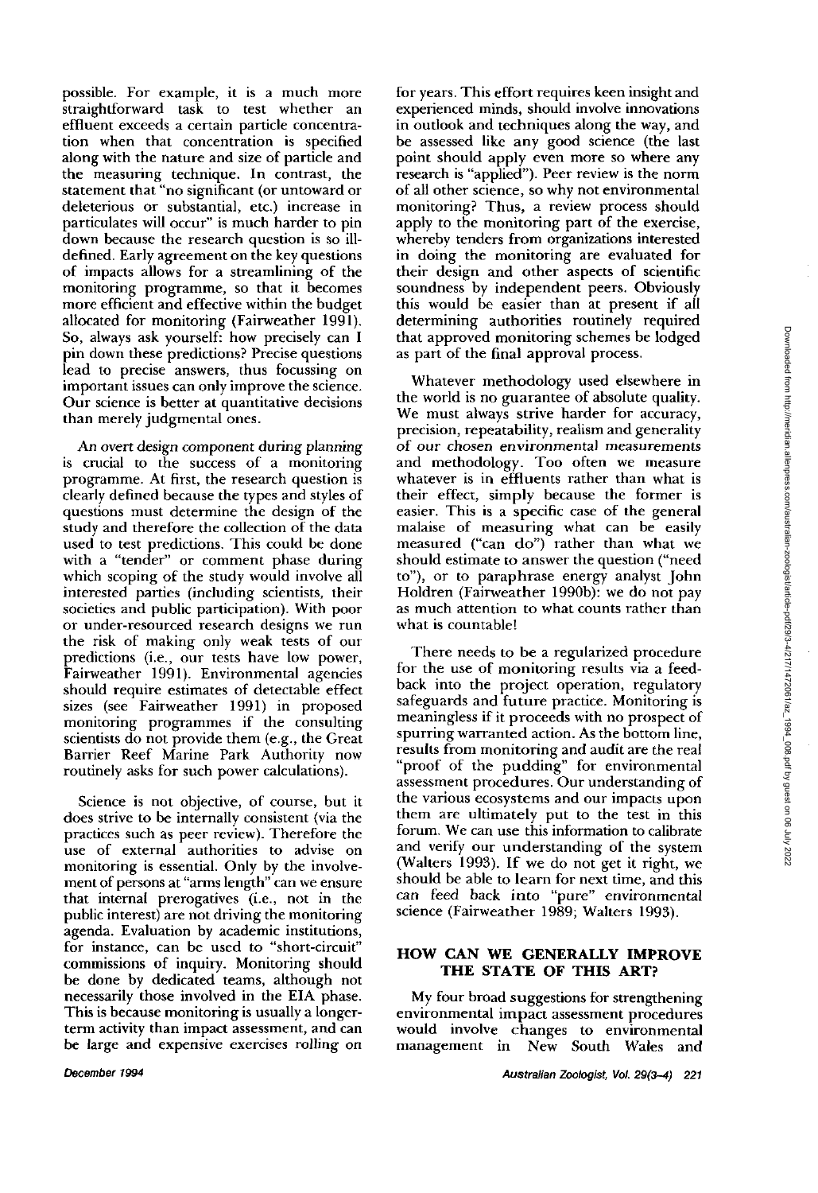possible. For example, it is a much more straightforward task to test whether an effluent exceeds a certain particle concentration when that concentration is specified along with the nature and size of particle and the measuring technique. In contrast, the statement that "no significant (or untoward or deleterious or substantial, etc.) increase in particulates will occur" is much harder to pin down because the research question is so ill-defined. Early agreement on the key questions of impacts allows for a streamlining of the monitoring programme, so that it becomes more efficient and effective within the budget allocated for monitoring (Fairweather 1991). So, always ask yourself: how precisely can I pin down these predictions? Precise questions lead to precise answers, thus focussing on important issues can only improve the science. Our science is better at quantitative decisions than merely judgmental ones.

*An overt design component during planning* is crucial to the success of a monitoring programme. At first, the research question is clearly defined because the types and styles of questions must determine the design of the study and therefore the collection of the data used to test predictions. This could be done with a "tender" or comment phase during which scoping of the study would involve all interested parties (including scientists, their societies and public participation). With poor or under-resourced research designs we run the risk of making only weak tests of our predictions (i.e., our tests have low power, Fairweather 1991). Environmental agencies should require estimates of detectable effect sizes (see Fairweather 1991) in proposed monitoring programmes if the consulting scientists do not provide them (e.g., the Great Barrier Reef Marine Park Authority now routinely asks for such power calculations).

Science is not objective, of course, but it does strive to be internally consistent (via the practices such as peer review). Therefore the use of external authorities to advise on monitoring is essential. Only by the involvement of persons at "arms length" can we ensure that internal prerogatives (i.e., not in the public interest) are not driving the monitoring agenda. Evaluation by academic institutions, for instance, can be used to "short-circuit" commissions of inquiry. Monitoring should be done by dedicated teams, although not necessarily those involved in the EIA phase. This is because monitoring is usually a longer-term activity than impact assessment, and can be large and expensive exercises rolling on for years. This effort requires keen insight and experienced minds, should involve innovations in outlook and techniques along the way, and be assessed like any good science (the last point should apply even more so where any research is "applied"). Peer review is the norm of all other science, so why not environmental monitoring? Thus, a review process should apply to the monitoring part of the exercise, whereby tenders from organizations interested in doing the monitoring are evaluated for their design and other aspects of scientific soundness by independent peers. Obviously this would be easier than at present if all determining authorities routinely required that approved monitoring schemes be lodged as part of the final approval process.

Whatever methodology used elsewhere in the world is no guarantee of absolute quality. We must always strive harder for accuracy, precision, repeatability, realism and generality of *our chosen environmental measurements* and methodology. Too often we measure whatever is in effluents rather than what is their effect, simply because the former is easier. This is a specific case of the general malaise of measuring what can be easily measured ("can do") rather than what we should estimate to answer the question ("need to"), or to paraphrase energy analyst John Holdren (Fairweather 1990b): we do not pay as much attention to what counts rather than what is countable!

There needs to be a regularized procedure for the use of monitoring results via a feedback into the project operation, regulatory safeguards and future practice. Monitoring is meaningless if it proceeds with no prospect of spurring warranted action. As the bottom line, results from monitoring and audit are the real "proof of the pudding" for environmental assessment procedures. Our understanding of the various ecosystems and our impacts upon them are ultimately put to the test in this forum. We can use this information to calibrate and verify our understanding of the system (Walters 1993). If we do not get it right, we should be able to learn for next time, and this can feed back into "pure" environmental science (Fairweather 1989; Walters 1993).

## HOW CAN WE GENERALLY IMPROVE THE STATE OF THIS ART?

My four broad suggestions for strengthening environmental impact assessment procedures would involve changes to environmental management in New South Wales and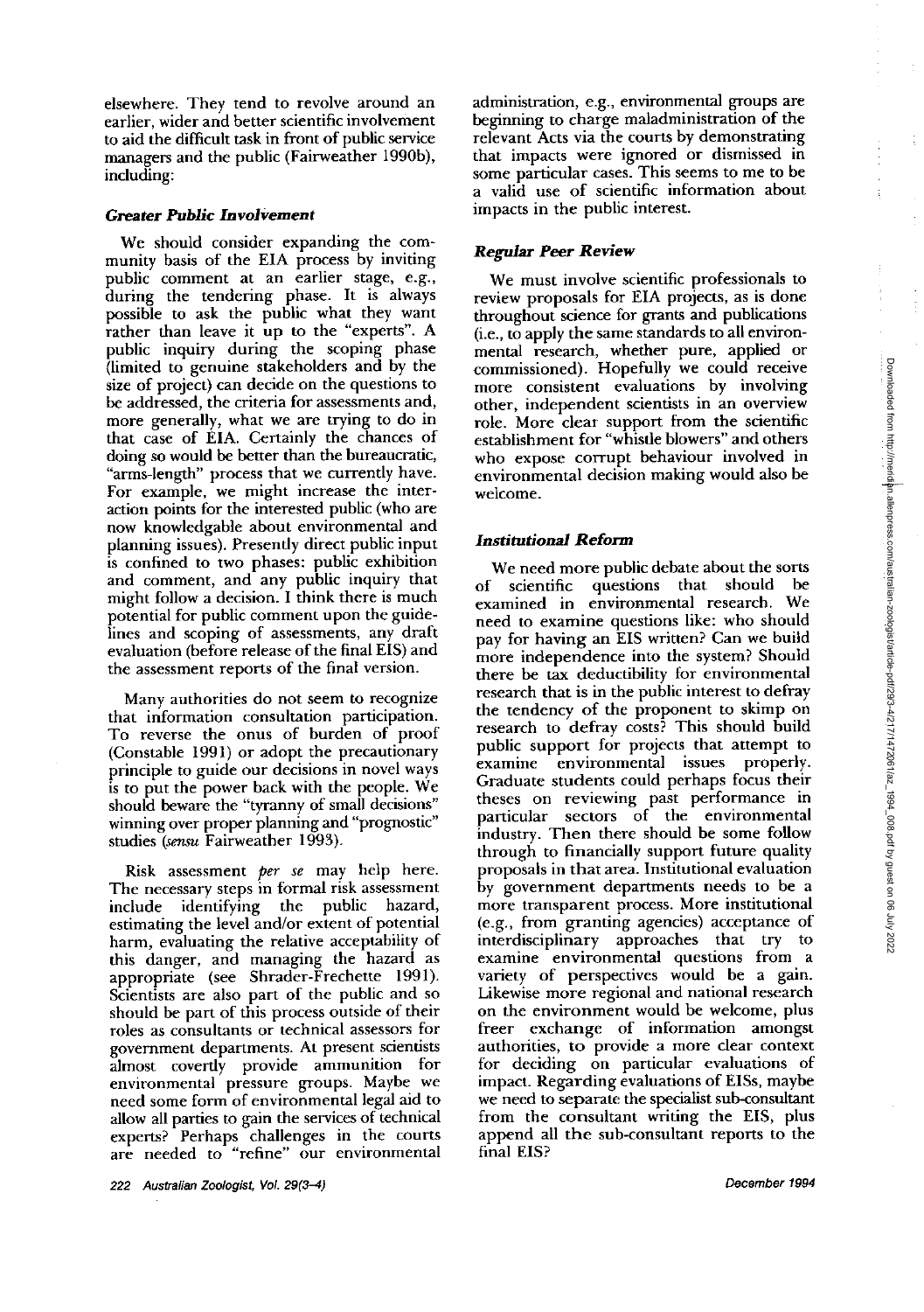elsewhere. They tend to revolve around an earlier, wider and better scientific involvement to aid the difficult task in front of public service managers and the public (Fairweather 1990b), including:

### *Greater Public Involvement*

We should consider expanding the community basis of the EIA process by inviting public comment at an earlier stage, e.g., during the tendering phase. It is always possible to ask the public what they want rather than leave it up to the "experts". A public inquiry during the scoping phase (limited to genuine stakeholders and by the size of project) can decide on the questions to be addressed, the criteria for assessments and, more generally, what we are trying to do in that case of EIA. Certainly the chances of doing so would be better than the bureaucratic, "arms-length" process that we currently have. For example, we might increase the interaction points for the interested public (who are now knowledgable about environmental and planning issues). Presently direct public input is confined to two phases: public exhibition and comment, and any public inquiry that might follow a decision. I think there is much potential for public comment upon the guidelines and scoping of assessments, any draft evaluation (before release of the final EIS) and the assessment reports of the final version.

Many authorities do not seem to recognize that information consultation participation. To reverse the onus of burden of proof (Constable 1991) or adopt the precautionary principle to guide our decisions in novel ways is to put the power back with the people. We should beware the "tyranny of small decisions" winning over proper planning and "prognostic" studies (*sensu* Fairweather 1993).

Risk assessment *per se* may help here. The necessary steps in formal risk assessment include identifying the public hazard, estimating the level and/or extent of potential harm, evaluating the relative acceptability of this danger, and managing the hazard as appropriate (see Shrader-Frechette 1991). Scientists are also part of the public and so should be part of this process outside of their roles as consultants or technical assessors for government departments. At present scientists almost covertly provide ammunition for environmental pressure groups. Maybe we need some form of environmental legal aid to allow all parties to gain the services of technical experts? Perhaps challenges in the courts are needed to "refine" our environmental administration, e.g., environmental groups are beginning to charge maladministration of the relevant Acts via the courts by demonstrating that impacts were ignored or dismissed in some particular cases. This seems to me to be a valid use of scientific information about impacts in the public interest.

### *Regular Peer Review*

We must involve scientific professionals to review proposals for EIA projects, as is done throughout science for grants and publications (i.e., to apply the same standards to all environmental research, whether pure, applied or commissioned). Hopefully we could receive more consistent evaluations by involving other, independent scientists in an overview role. More clear support from the scientific establishment for "whistle blowers" and others who expose corrupt behaviour involved in environmental decision making would also be welcome.

### *Institutional Reform*

We need more public debate about the sorts of scientific questions that should be examined in environmental research. We need to examine questions like: who should pay for having an EIS written? Can we build more independence into the system? Should there be tax deductibility for environmental research that is in the public interest to defray the tendency of the proponent to skimp on research to defray costs? This should build public support for projects that attempt to examine environmental issues properly. Graduate students could perhaps focus their theses on reviewing past performance in particular sectors of the environmental industry. Then there should be some follow through to financially support future quality proposals in that area. Institutional evaluation by government departments needs to be a more transparent process. More institutional (e.g., from granting agencies) acceptance of interdisciplinary approaches that try to examine environmental questions from a variety of perspectives would be a gain. Likewise more regional and national research on the environment would be welcome, plus freer exchange of information amongst authorities, to provide a more clear context for deciding on particular evaluations of impact. Regarding evaluations of EISs, maybe we need to separate the specialist sub-consultant from the consultant writing the EIS, plus append all the sub-consultant reports to the final EIS?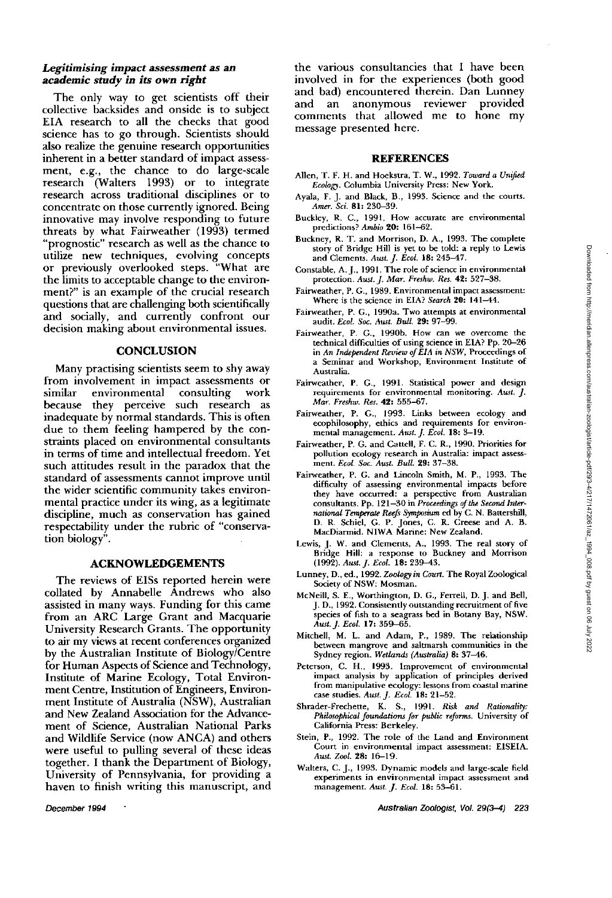### *Legitimising impact assessment as an academic study in its own right*

The only way to get scientists off their collective backsides and onside is to subject EIA research to all the checks that good science has to go through. Scientists should also realize the genuine research opportunities inherent in a better standard of impact assessment, e.g., the chance to do large-scale research (Walters 1993) or to integrate research across traditional disciplines or to concentrate on those currently ignored. Being innovative may involve responding to future threats by what Fairweather (1993) termed "prognostic" research as well as the chance to utilize new techniques, evolving concepts or previously overlooked steps. "What are the limits to acceptable change to the environment?" is an example of the crucial research questions that are challenging both scientifically and socially, and currently confront our decision making about environmental issues.

## CONCLUSION

Many practising scientists seem to shy away from involvement in impact assessments or similar environmental consulting work because they perceive such research as inadequate by normal standards. This is often due to them feeling hampered by the constraints placed on environmental consultants in terms of time and intellectual freedom. Yet such attitudes result in the paradox that the standard of assessments cannot improve until the wider scientific community takes environmental practice under its wing, as a legitimate discipline, much as conservation has gained respectability under the rubric of "conservation biology".

## ACKNOWLEDGEMENTS

The reviews of EISs reported herein were collated by Annabelle Andrews who also assisted in many ways. Funding for this came from an ARC Large Grant and Macquarie University Research Grants. The opportunity to air my views at recent conferences organized by the Australian Institute of Biology/Centre for Human Aspects of Science and Technology, Institute of Marine Ecology, Total Environment Centre, Institution of Engineers, Environment Institute of Australia (NSW), Australian and New Zealand Association for the Advancement of Science, Australian National Parks and Wildlife Service (now ANCA) and others were useful to pulling several of these ideas together. I thank the Department of Biology, University of Pennsylvania, for providing a haven to finish writing this manuscript, and the various consultancies that I have been involved in for the experiences (both good and bad) encountered therein. Dan Lunney and an anonymous reviewer provided comments that allowed me to hone my message presented here.

## REFERENCES

Allen, T. F. H. and Hoekstra, T. W., 1992. *Toward a Unified Ecology.* Columbia University Press: New York.

Ayala, F. J. and Black, B., 1993. Science and the courts. *Amer. Sci.* **81:** 230–39.

Buckley, R. C., 1991. How accurate are environmental predictions? *Ambio* **20:** 161–62.

Buckney, R. T. and Morrison, D. A., 1993. The complete story of Bridge Hill is yet to be told: a reply to Lewis and Clements. *Aust. J. Ecol.* **18:** 245–47.

Constable, A. J., 1991. The role of science in environmental protection. *Aust. J. Mar. Freshw. Res.* **42:** 527–38.

Fairweather, P. G., 1989. Environmental impact assessment: Where is the science in EIA? *Search* **20:** 141–44.

Fairweather, P. G., 1990a. Two attempts at environmental audit. *Ecol. Soc. Aust. Bull.* **29:** 97–99.

Fairweather, P. G., 1990b. How can we overcome the technical difficulties of using science in EIA? Pp. 20–26 in *An Independent Review of EIA in NSW*, Proceedings of a Seminar and Workshop, Environment Institute of Australia.

Fairweather, P. G., 1991. Statistical power and design requirements for environmental monitoring. *Aust. J. Mar. Freshw. Res.* **42:** 555–67.

Fairweather, P. G., 1993. Links between ecology and ecophilosophy, ethics and requirements for environmental management. *Aust. J. Ecol.* **18:** 3–19.

Fairweather, P. G. and Cattell, F. C. R., 1990. Priorities for pollution ecology research in Australia: impact assessment. *Ecol. Soc. Aust. Bull.* **29:** 37–38.

Fairweather, P. G. and Lincoln Smith, M. P., 1993. The difficulty of assessing environmental impacts before they have occurred: a perspective from Australian consultants. Pp. 121–30 in *Proceedings of the Second International Temperate Reefs Symposium* ed by C. N. Battershill, D. R. Schiel, G. P. Jones, C. R. Creese and A. B. MacDiarmid. NIWA Marine: New Zealand.

Lewis, J. W. and Clements, A., 1993. The real story of Bridge Hill: a response to Buckney and Morrison (1992). *Aust. J. Ecol.* **18:** 239–43.

Lunney, D., ed., 1992. *Zoology in Court.* The Royal Zoological Society of NSW: Mosman.

McNeill, S. E., Worthington, D. G., Ferrell, D. J. and Bell, J. D., 1992. Consistently outstanding recruitment of five species of fish to a seagrass bed in Botany Bay, NSW. *Aust. J. Ecol.* **17:** 359–65.

Mitchell, M. L. and Adam, P., 1989. The relationship between mangrove and saltmarsh communities in the Sydney region. *Wetlands (Australia)* **8:** 37–46.

Peterson, C. H., 1993. Improvement of environmental impact analysis by application of principles derived from manipulative ecology: lessons from coastal marine case studies. *Aust. J. Ecol.* **18:** 21–52.

Shrader-Frechette, K. S., 1991. *Risk and Rationality: Philosophical foundations for public reforms.* University of California Press: Berkeley.

Stein, P., 1992. The role of the Land and Environment Court in environmental impact assessment: EISEIA. *Aust. Zool.* **28:** 16–19.

Walters, C. J., 1993. Dynamic models and large-scale field experiments in environmental impact assessment and management. *Aust. J. Ecol.* **18:** 53–61.